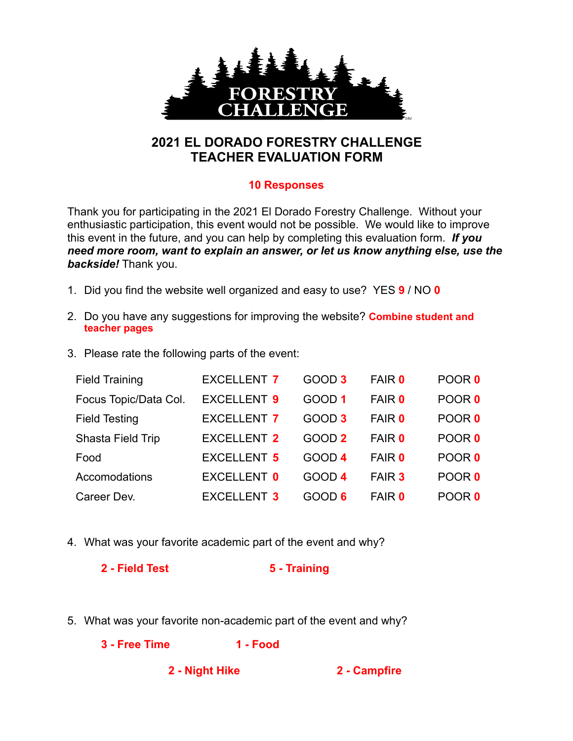FORESTRY CHALLENGE

# 2021 EL DORADO FORESTRY CHALLENGE
# TEACHER EVALUATION FORM

**10 Responses**

Thank you for participating in the 2021 El Dorado Forestry Challenge. Without your enthusiastic participation, this event would not be possible. We would like to improve this event in the future, and you can help by completing this evaluation form. ***If you need more room, want to explain an answer, or let us know anything else, use the backside!*** Thank you.

1. Did you find the website well organized and easy to use? YES **9** / NO **0**

2. Do you have any suggestions for improving the website? **Combine student and teacher pages**

3. Please rate the following parts of the event:

| | | | | |
|---|---|---|---|---|
| Field Training | EXCELLENT **7** | GOOD **3** | FAIR **0** | POOR **0** |
| Focus Topic/Data Col. | EXCELLENT **9** | GOOD **1** | FAIR **0** | POOR **0** |
| Field Testing | EXCELLENT **7** | GOOD **3** | FAIR **0** | POOR **0** |
| Shasta Field Trip | EXCELLENT **2** | GOOD **2** | FAIR **0** | POOR **0** |
| Food | EXCELLENT **5** | GOOD **4** | FAIR **0** | POOR **0** |
| Accomodations | EXCELLENT **0** | GOOD **4** | FAIR **3** | POOR **0** |
| Career Dev. | EXCELLENT **3** | GOOD **6** | FAIR **0** | POOR **0** |

4. What was your favorite academic part of the event and why?

   **2 - Field Test** **5 - Training**

5. What was your favorite non-academic part of the event and why?

   **3 - Free Time** **1 - Food**

   **2 - Night Hike** **2 - Campfire**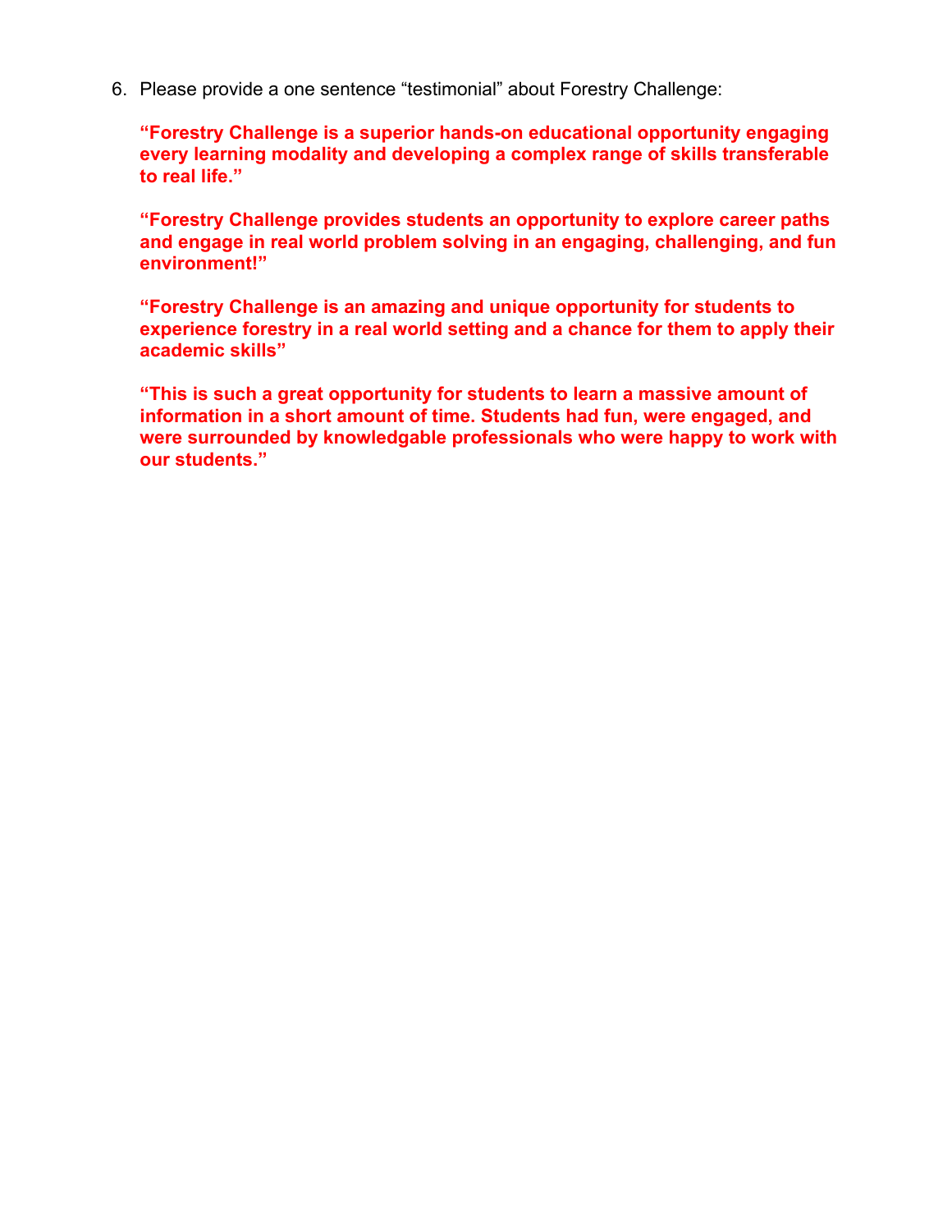6. Please provide a one sentence “testimonial” about Forestry Challenge:

   **“Forestry Challenge is a superior hands-on educational opportunity engaging every learning modality and developing a complex range of skills transferable to real life.”**

   **“Forestry Challenge provides students an opportunity to explore career paths and engage in real world problem solving in an engaging, challenging, and fun environment!”**

   **“Forestry Challenge is an amazing and unique opportunity for students to experience forestry in a real world setting and a chance for them to apply their academic skills”**

   **“This is such a great opportunity for students to learn a massive amount of information in a short amount of time. Students had fun, were engaged, and were surrounded by knowledgable professionals who were happy to work with our students.”**